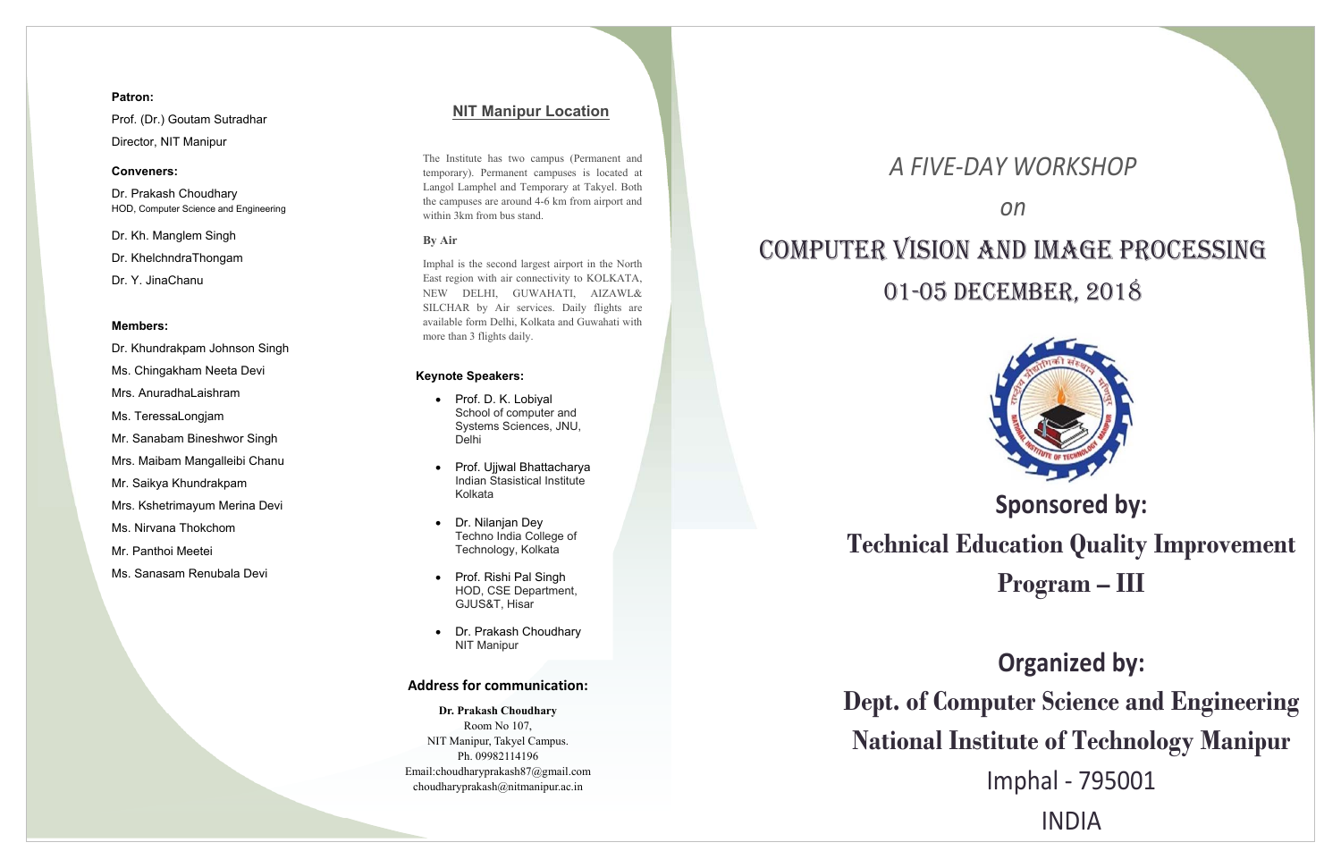**Patron:**

Prof. (Dr.) Goutam Sutradhar
Director, NIT Manipur

**Conveners:**

Dr. Prakash Choudhary
HOD, Computer Science and Engineering

Dr. Kh. Manglem Singh

Dr. KhelchndraThongam

Dr. Y. JinaChanu

**Members:**

Dr. Khundrakpam Johnson Singh

Ms. Chingakham Neeta Devi

Mrs. AnuradhaLaishram

Ms. TeressaLongjam

Mr. Sanabam Bineshwor Singh

Mrs. Maibam Mangalleibi Chanu

Mr. Saikya Khundrakpam

Mrs. Kshetrimayum Merina Devi

Ms. Nirvana Thokchom

Mr. Panthoi Meetei

Ms. Sanasam Renubala Devi

## NIT Manipur Location

The Institute has two campus (Permanent and temporary). Permanent campuses is located at Langol Lamphel and Temporary at Takyel. Both the campuses are around 4-6 km from airport and within 3km from bus stand.

**By Air**

Imphal is the second largest airport in the North East region with air connectivity to KOLKATA, NEW DELHI, GUWAHATI, AIZAWL& SILCHAR by Air services. Daily flights are available form Delhi, Kolkata and Guwahati with more than 3 flights daily.

**Keynote Speakers:**

- Prof. D. K. Lobiyal
  School of computer and Systems Sciences, JNU, Delhi
- Prof. Ujjwal Bhattacharya
  Indian Stasistical Institute Kolkata
- Dr. Nilanjan Dey
  Techno India College of Technology, Kolkata
- Prof. Rishi Pal Singh
  HOD, CSE Department, GJUS&T, Hisar
- Dr. Prakash Choudhary
  NIT Manipur

**Address for communication:**

**Dr. Prakash Choudhary**
Room No 107,
NIT Manipur, Takyel Campus.
Ph. 09982114196
Email:choudharyprakash87@gmail.com
choudharyprakash@nitmanipur.ac.in

*A FIVE-DAY WORKSHOP*

*on*

# COMPUTER VISION AND IMAGE PROCESSING

## 01-05 DECEMBER, 2018

**Sponsored by:**

**Technical Education Quality Improvement Program – III**

**Organized by:**

**Dept. of Computer Science and Engineering**

**National Institute of Technology Manipur**

Imphal - 795001

INDIA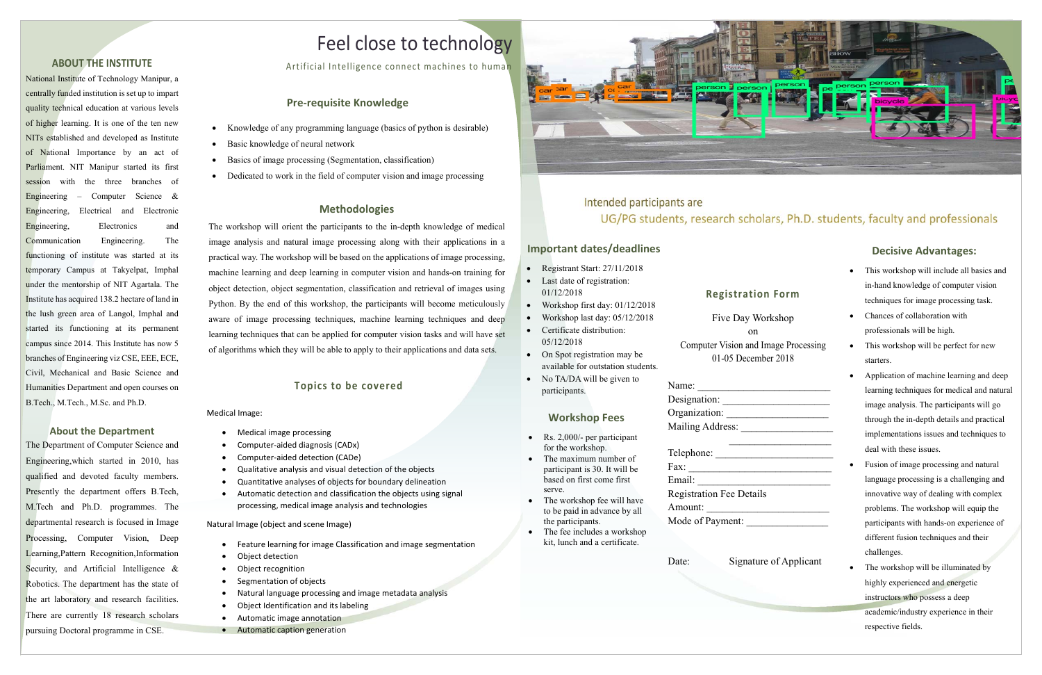## ABOUT THE INSTITUTE

National Institute of Technology Manipur, a centrally funded institution is set up to impart quality technical education at various levels of higher learning. It is one of the ten new NITs established and developed as Institute of National Importance by an act of Parliament. NIT Manipur started its first session with the three branches of Engineering – Computer Science & Engineering, Electrical and Electronic Engineering, Electronics and Communication Engineering. The functioning of institute was started at its temporary Campus at Takyelpat, Imphal under the mentorship of NIT Agartala. The Institute has acquired 138.2 hectare of land in the lush green area of Langol, Imphal and started its functioning at its permanent campus since 2014. This Institute has now 5 branches of Engineering viz CSE, EEE, ECE, Civil, Mechanical and Basic Science and Humanities Department and open courses on B.Tech., M.Tech., M.Sc. and Ph.D.

## About the Department

The Department of Computer Science and Engineering,which started in 2010, has qualified and devoted faculty members. Presently the department offers B.Tech, M.Tech and Ph.D. programmes. The departmental research is focused in Image Processing, Computer Vision, Deep Learning,Pattern Recognition,Information Security, and Artificial Intelligence & Robotics. The department has the state of the art laboratory and research facilities. There are currently 18 research scholars pursuing Doctoral programme in CSE.

# Feel close to technology

Artificial Intelligence connect machines to human

## Pre-requisite Knowledge

- Knowledge of any programming language (basics of python is desirable)
- Basic knowledge of neural network
- Basics of image processing (Segmentation, classification)
- Dedicated to work in the field of computer vision and image processing

## Methodologies

The workshop will orient the participants to the in-depth knowledge of medical image analysis and natural image processing along with their applications in a practical way. The workshop will be based on the applications of image processing, machine learning and deep learning in computer vision and hands-on training for object detection, object segmentation, classification and retrieval of images using Python. By the end of this workshop, the participants will become meticulously aware of image processing techniques, machine learning techniques and deep learning techniques that can be applied for computer vision tasks and will have set of algorithms which they will be able to apply to their applications and data sets.

## Topics to be covered

Medical Image:

- Medical image processing
- Computer-aided diagnosis (CADx)
- Computer-aided detection (CADe)
- Qualitative analysis and visual detection of the objects
- Quantitative analyses of objects for boundary delineation
- Automatic detection and classification the objects using signal processing, medical image analysis and technologies

Natural Image (object and scene Image)

- Feature learning for image Classification and image segmentation
- Object detection
- Object recognition
- Segmentation of objects
- Natural language processing and image metadata analysis
- Object Identification and its labeling
- Automatic image annotation
- Automatic caption generation

Intended participants are
UG/PG students, research scholars, Ph.D. students, faculty and professionals

## Important dates/deadlines

- Registrant Start: 27/11/2018
- Last date of registration: 01/12/2018
- Workshop first day: 01/12/2018
- Workshop last day: 05/12/2018
- Certificate distribution: 05/12/2018
- On Spot registration may be available for outstation students.
- No TA/DA will be given to participants.

## Workshop Fees

- Rs. 2,000/- per participant for the workshop.
- The maximum number of participant is 30. It will be based on first come first serve.
- The workshop fee will have to be paid in advance by all the participants.
- The fee includes a workshop kit, lunch and a certificate.

## Registration Form

Five Day Workshop
on
Computer Vision and Image Processing
01-05 December 2018

Name: ___________________________
Designation: ______________________
Organization: _____________________
Mailing Address: ___________________
_____________________
Telephone: _______________________
Fax: ____________________________
Email: ___________________________
Registration Fee Details
Amount: _________________________
Mode of Payment: ________________

Date: Signature of Applicant

## Decisive Advantages:

- This workshop will include all basics and in-hand knowledge of computer vision techniques for image processing task.
- Chances of collaboration with professionals will be high.
- This workshop will be perfect for new starters.
- Application of machine learning and deep learning techniques for medical and natural image analysis. The participants will go through the in-depth details and practical implementations issues and techniques to deal with these issues.
- Fusion of image processing and natural language processing is a challenging and innovative way of dealing with complex problems. The workshop will equip the participants with hands-on experience of different fusion techniques and their challenges.
- The workshop will be illuminated by highly experienced and energetic instructors who possess a deep academic/industry experience in their respective fields.